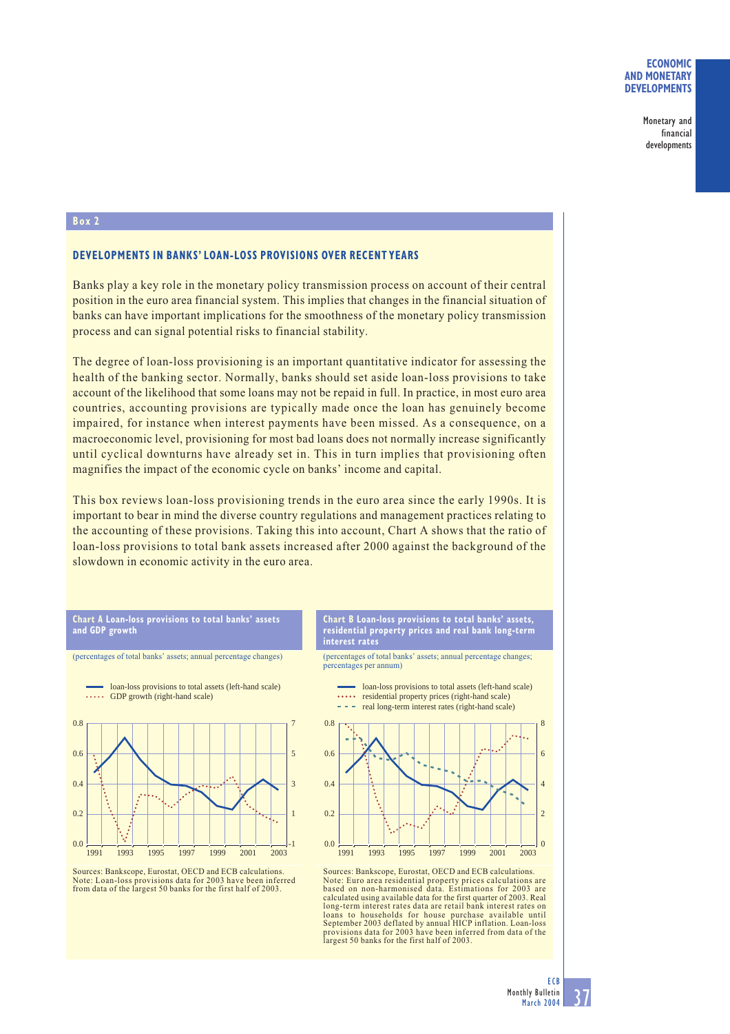## Box 2

### DEVELOPMENTS IN BANKS' LOAN-LOSS PROVISIONS OVER RECENT YEARS

Banks play a key role in the monetary policy transmission process on account of their central position in the euro area financial system. This implies that changes in the financial situation of banks can have important implications for the smoothness of the monetary policy transmission process and can signal potential risks to financial stability.

The degree of loan-loss provisioning is an important quantitative indicator for assessing the health of the banking sector. Normally, banks should set aside loan-loss provisions to take account of the likelihood that some loans may not be repaid in full. In practice, in most euro area countries, accounting provisions are typically made once the loan has genuinely become impaired, for instance when interest payments have been missed. As a consequence, on a macroeconomic level, provisioning for most bad loans does not normally increase significantly until cyclical downturns have already set in. This in turn implies that provisioning often magnifies the impact of the economic cycle on banks' income and capital.

This box reviews loan-loss provisioning trends in the euro area since the early 1990s. It is important to bear in mind the diverse country regulations and management practices relating to the accounting of these provisions. Taking this into account, Chart A shows that the ratio of loan-loss provisions to total bank assets increased after 2000 against the background of the slowdown in economic activity in the euro area.

**Chart A Loan-loss provisions to total banks' assets and GDP growth**

(percentages of total banks' assets; annual percentage changes)

- loan-loss provisions to total assets (left-hand scale)
- GDP growth (right-hand scale)

Sources: Bankscope, Eurostat, OECD and ECB calculations.
Note: Loan-loss provisions data for 2003 have been inferred from data of the largest 50 banks for the first half of 2003.

**Chart B Loan-loss provisions to total banks' assets, residential property prices and real bank long-term interest rates**

(percentages of total banks' assets; annual percentage changes; percentages per annum)

- loan-loss provisions to total assets (left-hand scale)
- residential property prices (right-hand scale)
- real long-term interest rates (right-hand scale)

Sources: Bankscope, Eurostat, OECD and ECB calculations.
Note: Euro area residential property prices calculations are based on non-harmonised data. Estimations for 2003 are calculated using available data for the first quarter of 2003. Real long-term interest rates data are retail bank interest rates on loans to households for house purchase available until September 2003 deflated by annual HICP inflation. Loan-loss provisions data for 2003 have been inferred from data of the largest 50 banks for the first half of 2003.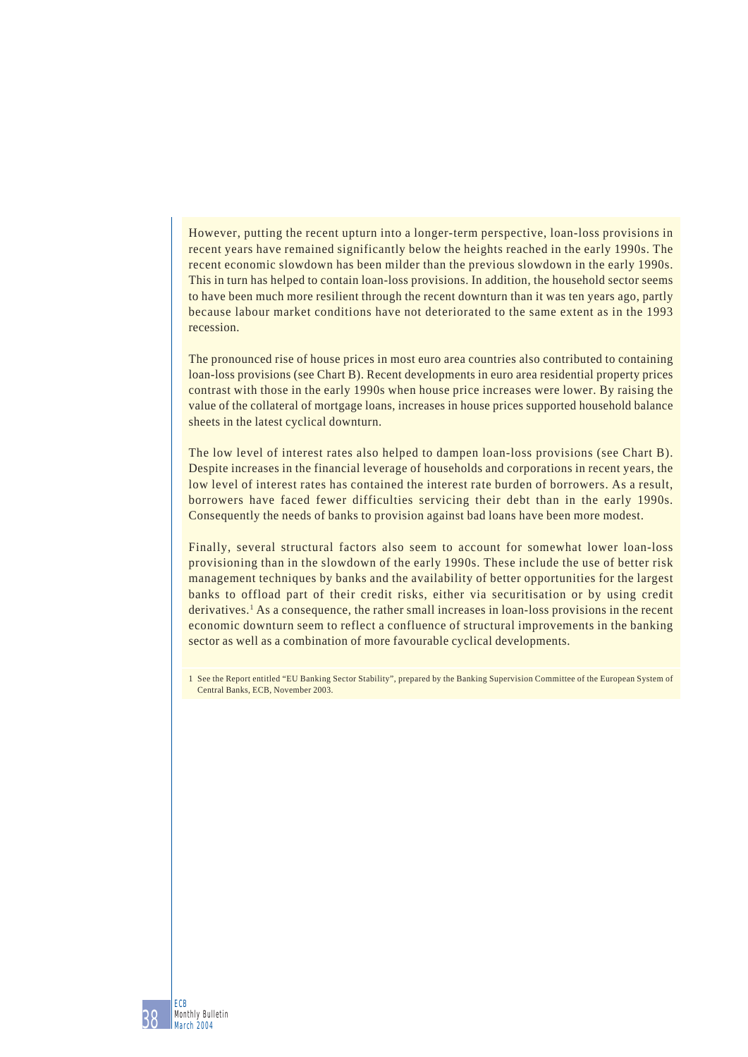However, putting the recent upturn into a longer-term perspective, loan-loss provisions in recent years have remained significantly below the heights reached in the early 1990s. The recent economic slowdown has been milder than the previous slowdown in the early 1990s. This in turn has helped to contain loan-loss provisions. In addition, the household sector seems to have been much more resilient through the recent downturn than it was ten years ago, partly because labour market conditions have not deteriorated to the same extent as in the 1993 recession.

The pronounced rise of house prices in most euro area countries also contributed to containing loan-loss provisions (see Chart B). Recent developments in euro area residential property prices contrast with those in the early 1990s when house price increases were lower. By raising the value of the collateral of mortgage loans, increases in house prices supported household balance sheets in the latest cyclical downturn.

The low level of interest rates also helped to dampen loan-loss provisions (see Chart B). Despite increases in the financial leverage of households and corporations in recent years, the low level of interest rates has contained the interest rate burden of borrowers. As a result, borrowers have faced fewer difficulties servicing their debt than in the early 1990s. Consequently the needs of banks to provision against bad loans have been more modest.

Finally, several structural factors also seem to account for somewhat lower loan-loss provisioning than in the slowdown of the early 1990s. These include the use of better risk management techniques by banks and the availability of better opportunities for the largest banks to offload part of their credit risks, either via securitisation or by using credit derivatives.[1] As a consequence, the rather small increases in loan-loss provisions in the recent economic downturn seem to reflect a confluence of structural improvements in the banking sector as well as a combination of more favourable cyclical developments.

1 See the Report entitled "EU Banking Sector Stability", prepared by the Banking Supervision Committee of the European System of Central Banks, ECB, November 2003.